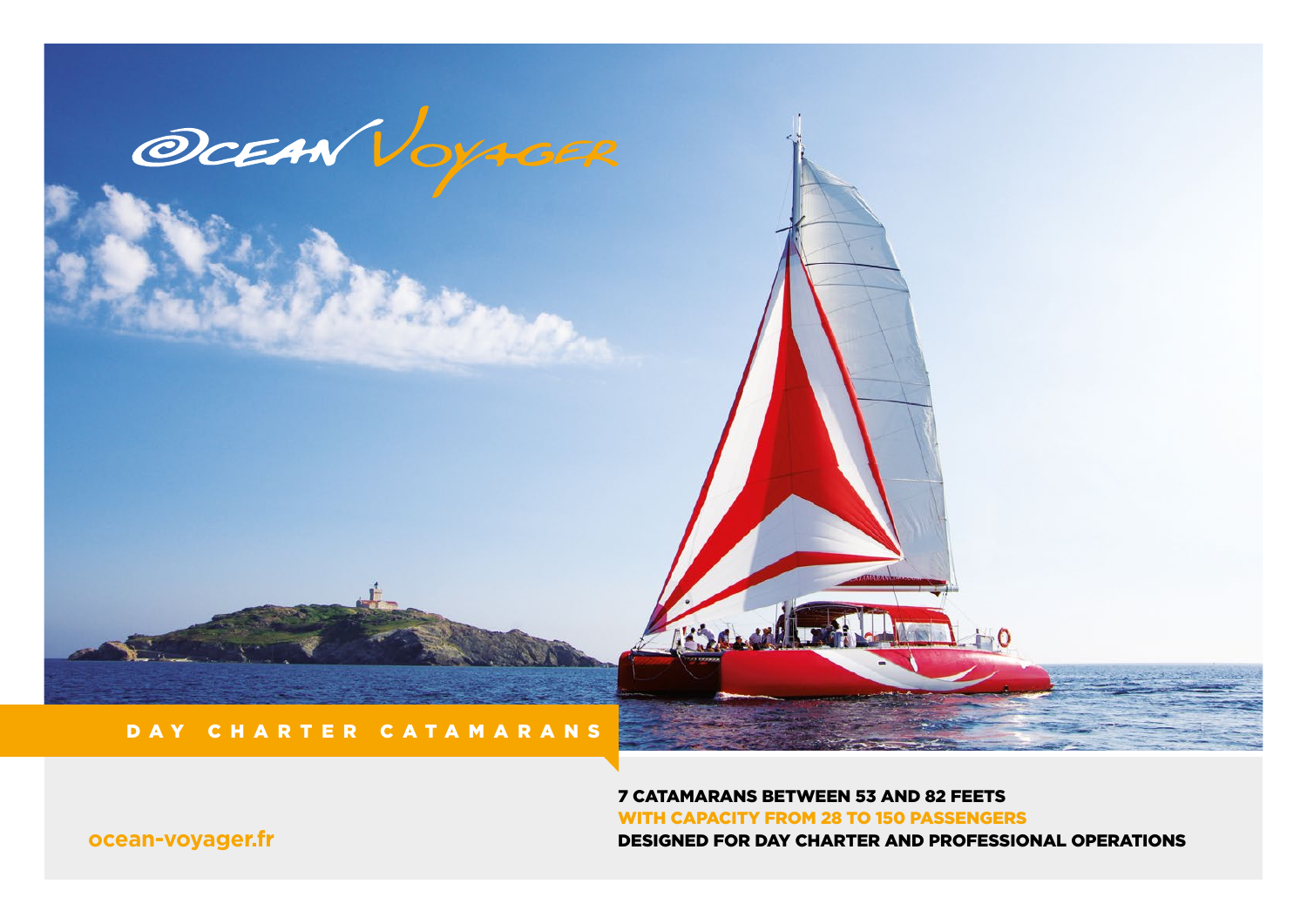# Ocean Voyager

**DAY CHARTER CATAMARANS**

7 CATAMARANS BETWEEN 53 AND 82 FEETS
WITH CAPACITY FROM 28 TO 150 PASSENGERS
DESIGNED FOR DAY CHARTER AND PROFESSIONAL OPERATIONS

ocean-voyager.fr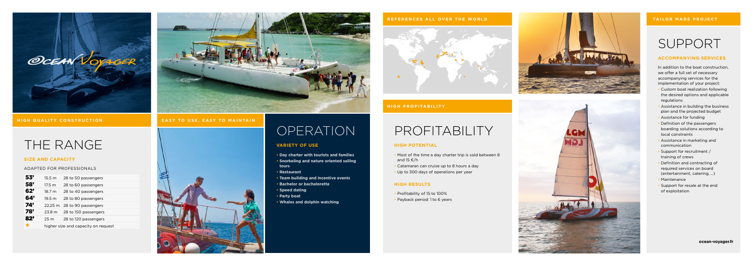**HIGH QUALITY CONSTRUCTION**

# THE RANGE

### SIZE AND CAPACITY

ADAPTED FOR PROFESSIONALS

| | | |
|---|---|---|
| **53'** | 15.5 m | 28 to 50 passengers |
| **58'** | 17.5 m | 28 to 60 passengers |
| **62'** | 18.7 m | 28 to 40 passengers |
| **64'** | 19.5 m | 28 to 80 passengers |
| **74'** | 22.25 m | 28 to 90 passengers |
| **78'** | 23.8 m | 28 to 150 passengers |
| **82'** | 25 m | 28 to 120 passengers |
| **+** | higher size and capacity on request | |

**EASY TO USE, EASY TO MAINTAIN**

# OPERATION

### VARIETY OF USE

- **Day charter with tourists and families**
- **Snorkeling and nature oriented sailing tours**
- **Restaurant**
- **Team building and incentive events**
- **Bachelor or bachelorette**
- **Speed dating**
- **Party boat**
- **Whales and dolphin watching**

**REFERENCES ALL OVER THE WORLD**

**HIGH PROFITABILITY**

# PROFITABILITY

### HIGH POTENTIAL

- Most of the time a day charter trip is sold between 8 and 15 €/h
- Catamaran can cruise up to 8 hours a day
- Up to 300 days of operations per year

### HIGH RESULTS

- Profitability of 15 to 100%
- Payback period: 1 to 6 years

**TAILOR MADE PROJECT**

# SUPPORT

### ACCOMPANYING SERVICES

In addition to the boat construction, we offer a full set of necessary accompanying services for the implementation of your project:

- Custom boat realization following the desired options and applicable regulations
- Assistance in building the business plan and the projected budget
- Assistance for funding
- Definition of the passengers boarding solutions according to local constraints
- Assistance in marketing and communication
- Support for recruitment / training of crews
- Definition and contracting of required services on board (entertainment, catering, ...)
- Maintenance
- Support for resale at the end of exploitation

**ocean-voyager.fr**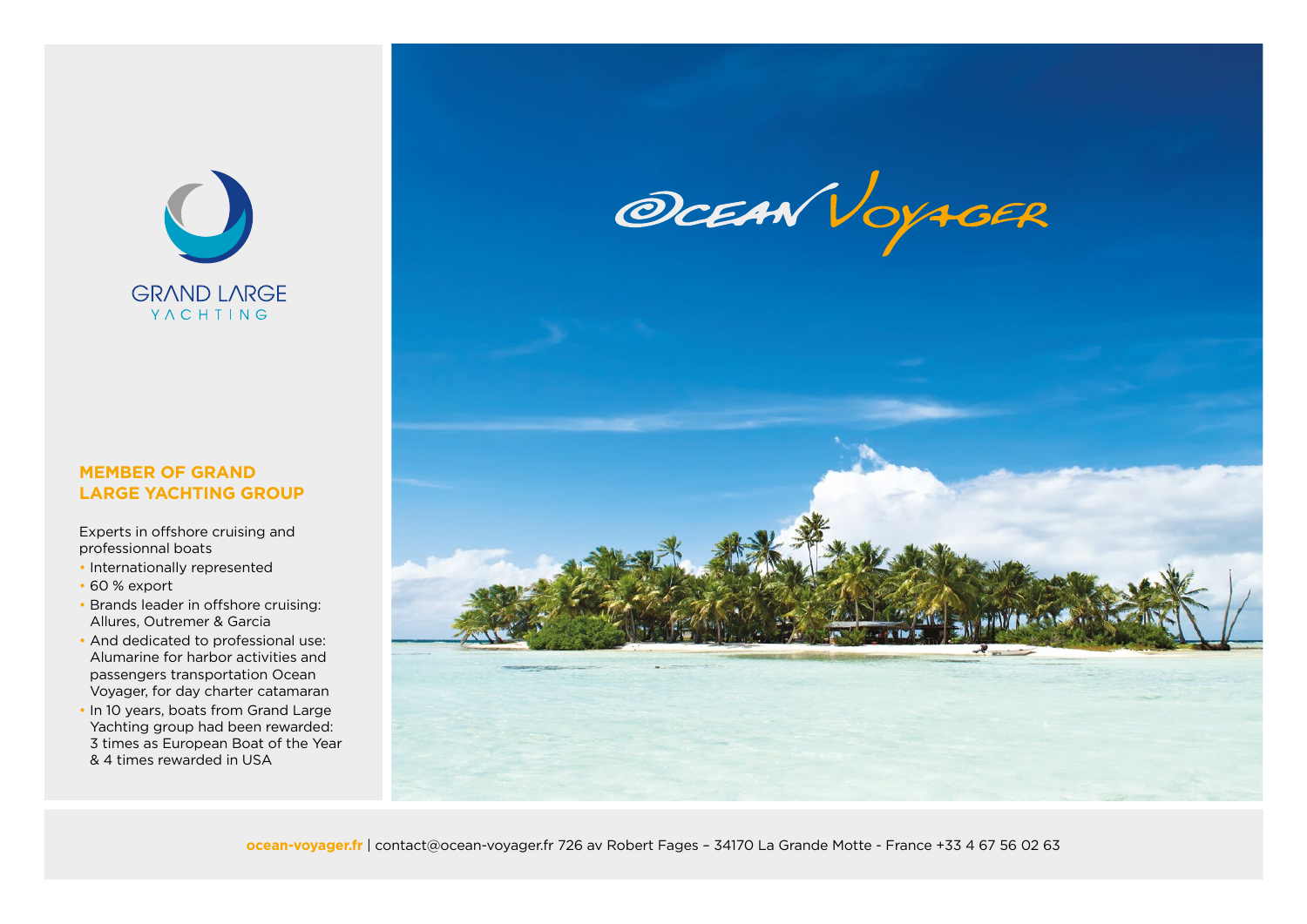GRAND LARGE
YACHTING

## MEMBER OF GRAND LARGE YACHTING GROUP

Experts in offshore cruising and professionnal boats

- Internationally represented
- 60 % export
- Brands leader in offshore cruising: Allures, Outremer & Garcia
- And dedicated to professional use: Alumarine for harbor activities and passengers transportation Ocean Voyager, for day charter catamaran
- In 10 years, boats from Grand Large Yachting group had been rewarded: 3 times as European Boat of the Year & 4 times rewarded in USA

Ocean Voyager

**ocean-voyager.fr** | contact@ocean-voyager.fr 726 av Robert Fages – 34170 La Grande Motte - France +33 4 67 56 02 63